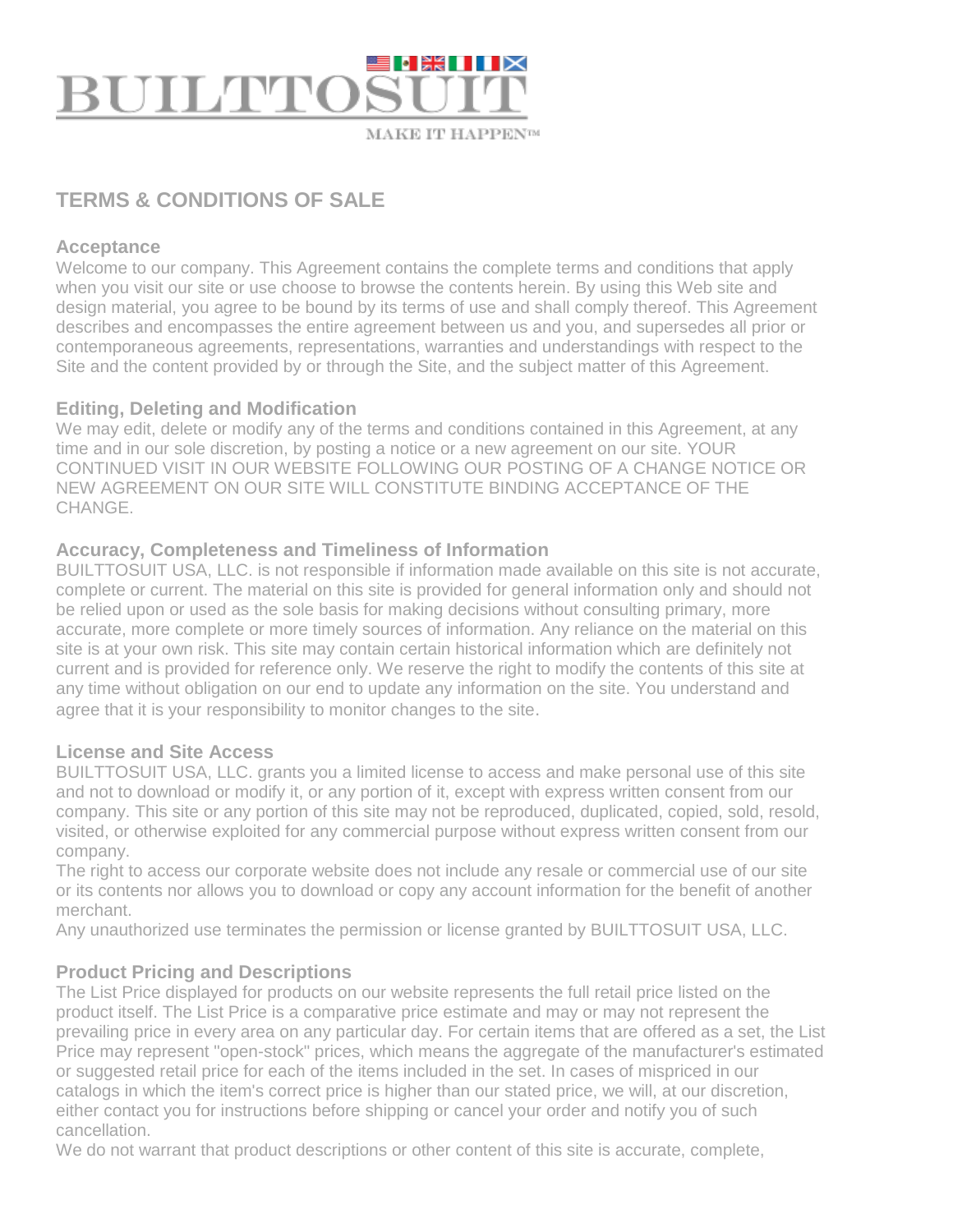# BUILTTOSUIT

MAKE IT HAPPEN™

## TERMS & CONDITIONS OF SALE

### Acceptance

Welcome to our company. This Agreement contains the complete terms and conditions that apply when you visit our site or use choose to browse the contents herein. By using this Web site and design material, you agree to be bound by its terms of use and shall comply thereof. This Agreement describes and encompasses the entire agreement between us and you, and supersedes all prior or contemporaneous agreements, representations, warranties and understandings with respect to the Site and the content provided by or through the Site, and the subject matter of this Agreement.

### Editing, Deleting and Modification

We may edit, delete or modify any of the terms and conditions contained in this Agreement, at any time and in our sole discretion, by posting a notice or a new agreement on our site. YOUR CONTINUED VISIT IN OUR WEBSITE FOLLOWING OUR POSTING OF A CHANGE NOTICE OR NEW AGREEMENT ON OUR SITE WILL CONSTITUTE BINDING ACCEPTANCE OF THE CHANGE.

### Accuracy, Completeness and Timeliness of Information

BUILTTOSUIT USA, LLC. is not responsible if information made available on this site is not accurate, complete or current. The material on this site is provided for general information only and should not be relied upon or used as the sole basis for making decisions without consulting primary, more accurate, more complete or more timely sources of information. Any reliance on the material on this site is at your own risk. This site may contain certain historical information which are definitely not current and is provided for reference only. We reserve the right to modify the contents of this site at any time without obligation on our end to update any information on the site. You understand and agree that it is your responsibility to monitor changes to the site.

### License and Site Access

BUILTTOSUIT USA, LLC. grants you a limited license to access and make personal use of this site and not to download or modify it, or any portion of it, except with express written consent from our company. This site or any portion of this site may not be reproduced, duplicated, copied, sold, resold, visited, or otherwise exploited for any commercial purpose without express written consent from our company.

The right to access our corporate website does not include any resale or commercial use of our site or its contents nor allows you to download or copy any account information for the benefit of another merchant.

Any unauthorized use terminates the permission or license granted by BUILTTOSUIT USA, LLC.

### Product Pricing and Descriptions

The List Price displayed for products on our website represents the full retail price listed on the product itself. The List Price is a comparative price estimate and may or may not represent the prevailing price in every area on any particular day. For certain items that are offered as a set, the List Price may represent "open-stock" prices, which means the aggregate of the manufacturer's estimated or suggested retail price for each of the items included in the set. In cases of mispriced in our catalogs in which the item's correct price is higher than our stated price, we will, at our discretion, either contact you for instructions before shipping or cancel your order and notify you of such cancellation.

We do not warrant that product descriptions or other content of this site is accurate, complete,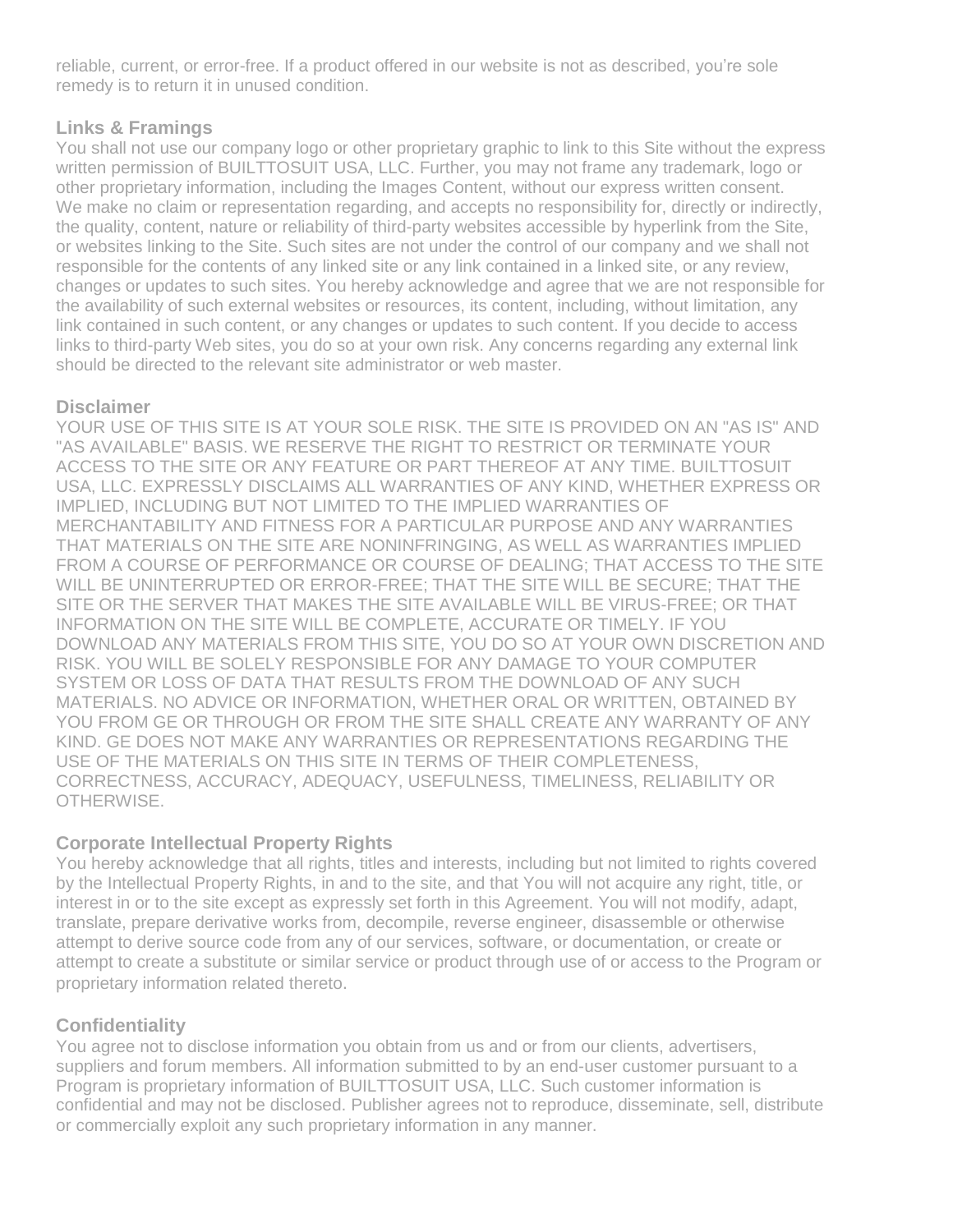reliable, current, or error-free. If a product offered in our website is not as described, you're sole remedy is to return it in unused condition.

### Links & Framings

You shall not use our company logo or other proprietary graphic to link to this Site without the express written permission of BUILTTOSUIT USA, LLC. Further, you may not frame any trademark, logo or other proprietary information, including the Images Content, without our express written consent. We make no claim or representation regarding, and accepts no responsibility for, directly or indirectly, the quality, content, nature or reliability of third-party websites accessible by hyperlink from the Site, or websites linking to the Site. Such sites are not under the control of our company and we shall not responsible for the contents of any linked site or any link contained in a linked site, or any review, changes or updates to such sites. You hereby acknowledge and agree that we are not responsible for the availability of such external websites or resources, its content, including, without limitation, any link contained in such content, or any changes or updates to such content. If you decide to access links to third-party Web sites, you do so at your own risk. Any concerns regarding any external link should be directed to the relevant site administrator or web master.

### Disclaimer

YOUR USE OF THIS SITE IS AT YOUR SOLE RISK. THE SITE IS PROVIDED ON AN "AS IS" AND "AS AVAILABLE" BASIS. WE RESERVE THE RIGHT TO RESTRICT OR TERMINATE YOUR ACCESS TO THE SITE OR ANY FEATURE OR PART THEREOF AT ANY TIME. BUILTTOSUIT USA, LLC. EXPRESSLY DISCLAIMS ALL WARRANTIES OF ANY KIND, WHETHER EXPRESS OR IMPLIED, INCLUDING BUT NOT LIMITED TO THE IMPLIED WARRANTIES OF MERCHANTABILITY AND FITNESS FOR A PARTICULAR PURPOSE AND ANY WARRANTIES THAT MATERIALS ON THE SITE ARE NONINFRINGING, AS WELL AS WARRANTIES IMPLIED FROM A COURSE OF PERFORMANCE OR COURSE OF DEALING; THAT ACCESS TO THE SITE WILL BE UNINTERRUPTED OR ERROR-FREE; THAT THE SITE WILL BE SECURE; THAT THE SITE OR THE SERVER THAT MAKES THE SITE AVAILABLE WILL BE VIRUS-FREE; OR THAT INFORMATION ON THE SITE WILL BE COMPLETE, ACCURATE OR TIMELY. IF YOU DOWNLOAD ANY MATERIALS FROM THIS SITE, YOU DO SO AT YOUR OWN DISCRETION AND RISK. YOU WILL BE SOLELY RESPONSIBLE FOR ANY DAMAGE TO YOUR COMPUTER SYSTEM OR LOSS OF DATA THAT RESULTS FROM THE DOWNLOAD OF ANY SUCH MATERIALS. NO ADVICE OR INFORMATION, WHETHER ORAL OR WRITTEN, OBTAINED BY YOU FROM GE OR THROUGH OR FROM THE SITE SHALL CREATE ANY WARRANTY OF ANY KIND. GE DOES NOT MAKE ANY WARRANTIES OR REPRESENTATIONS REGARDING THE USE OF THE MATERIALS ON THIS SITE IN TERMS OF THEIR COMPLETENESS, CORRECTNESS, ACCURACY, ADEQUACY, USEFULNESS, TIMELINESS, RELIABILITY OR OTHERWISE.

### Corporate Intellectual Property Rights

You hereby acknowledge that all rights, titles and interests, including but not limited to rights covered by the Intellectual Property Rights, in and to the site, and that You will not acquire any right, title, or interest in or to the site except as expressly set forth in this Agreement. You will not modify, adapt, translate, prepare derivative works from, decompile, reverse engineer, disassemble or otherwise attempt to derive source code from any of our services, software, or documentation, or create or attempt to create a substitute or similar service or product through use of or access to the Program or proprietary information related thereto.

### Confidentiality

You agree not to disclose information you obtain from us and or from our clients, advertisers, suppliers and forum members. All information submitted to by an end-user customer pursuant to a Program is proprietary information of BUILTTOSUIT USA, LLC. Such customer information is confidential and may not be disclosed. Publisher agrees not to reproduce, disseminate, sell, distribute or commercially exploit any such proprietary information in any manner.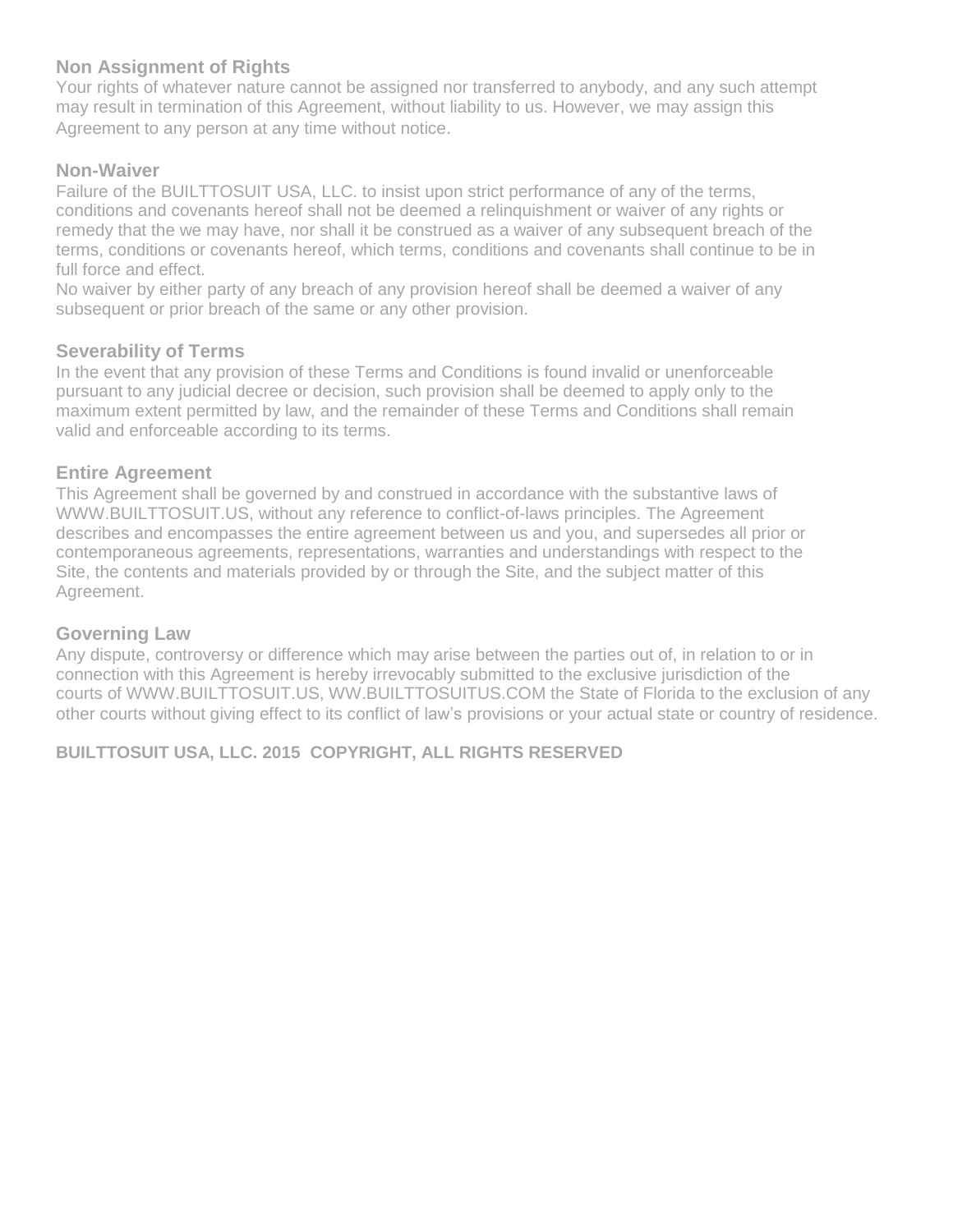## Non Assignment of Rights

Your rights of whatever nature cannot be assigned nor transferred to anybody, and any such attempt may result in termination of this Agreement, without liability to us. However, we may assign this Agreement to any person at any time without notice.

## Non-Waiver

Failure of the BUILTTOSUIT USA, LLC. to insist upon strict performance of any of the terms, conditions and covenants hereof shall not be deemed a relinquishment or waiver of any rights or remedy that the we may have, nor shall it be construed as a waiver of any subsequent breach of the terms, conditions or covenants hereof, which terms, conditions and covenants shall continue to be in full force and effect.

No waiver by either party of any breach of any provision hereof shall be deemed a waiver of any subsequent or prior breach of the same or any other provision.

## Severability of Terms

In the event that any provision of these Terms and Conditions is found invalid or unenforceable pursuant to any judicial decree or decision, such provision shall be deemed to apply only to the maximum extent permitted by law, and the remainder of these Terms and Conditions shall remain valid and enforceable according to its terms.

## Entire Agreement

This Agreement shall be governed by and construed in accordance with the substantive laws of WWW.BUILTTOSUIT.US, without any reference to conflict-of-laws principles. The Agreement describes and encompasses the entire agreement between us and you, and supersedes all prior or contemporaneous agreements, representations, warranties and understandings with respect to the Site, the contents and materials provided by or through the Site, and the subject matter of this Agreement.

## Governing Law

Any dispute, controversy or difference which may arise between the parties out of, in relation to or in connection with this Agreement is hereby irrevocably submitted to the exclusive jurisdiction of the courts of WWW.BUILTTOSUIT.US, WW.BUILTTOSUITUS.COM the State of Florida to the exclusion of any other courts without giving effect to its conflict of law's provisions or your actual state or country of residence.

**BUILTTOSUIT USA, LLC. 2015 COPYRIGHT, ALL RIGHTS RESERVED**